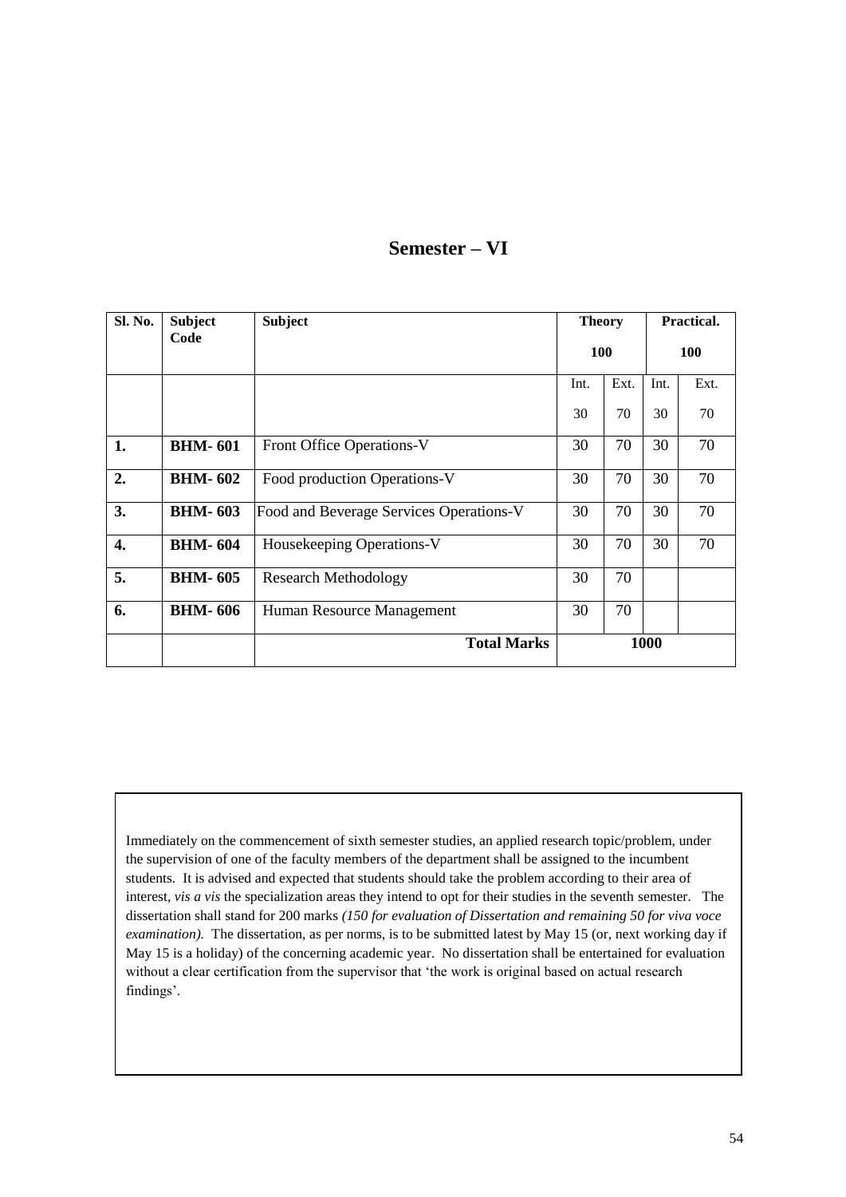# Semester – VI

| Sl. No. | Subject Code | Subject | Theory 100 | | Practical. 100 | |
|---|---|---|---|---|---|---|
| | | | Int. 30 | Ext. 70 | Int. 30 | Ext. 70 |
| **1.** | **BHM- 601** | Front Office Operations-V | 30 | 70 | 30 | 70 |
| **2.** | **BHM- 602** | Food production Operations-V | 30 | 70 | 30 | 70 |
| **3.** | **BHM- 603** | Food and Beverage Services Operations-V | 30 | 70 | 30 | 70 |
| **4.** | **BHM- 604** | Housekeeping Operations-V | 30 | 70 | 30 | 70 |
| **5.** | **BHM- 605** | Research Methodology | 30 | 70 | | |
| **6.** | **BHM- 606** | Human Resource Management | 30 | 70 | | |
| | | **Total Marks** | **1000** | | | |

Immediately on the commencement of sixth semester studies, an applied research topic/problem, under the supervision of one of the faculty members of the department shall be assigned to the incumbent students. It is advised and expected that students should take the problem according to their area of interest, *vis a vis* the specialization areas they intend to opt for their studies in the seventh semester. The dissertation shall stand for 200 marks *(150 for evaluation of Dissertation and remaining 50 for viva voce examination).* The dissertation, as per norms, is to be submitted latest by May 15 (or, next working day if May 15 is a holiday) of the concerning academic year. No dissertation shall be entertained for evaluation without a clear certification from the supervisor that 'the work is original based on actual research findings'.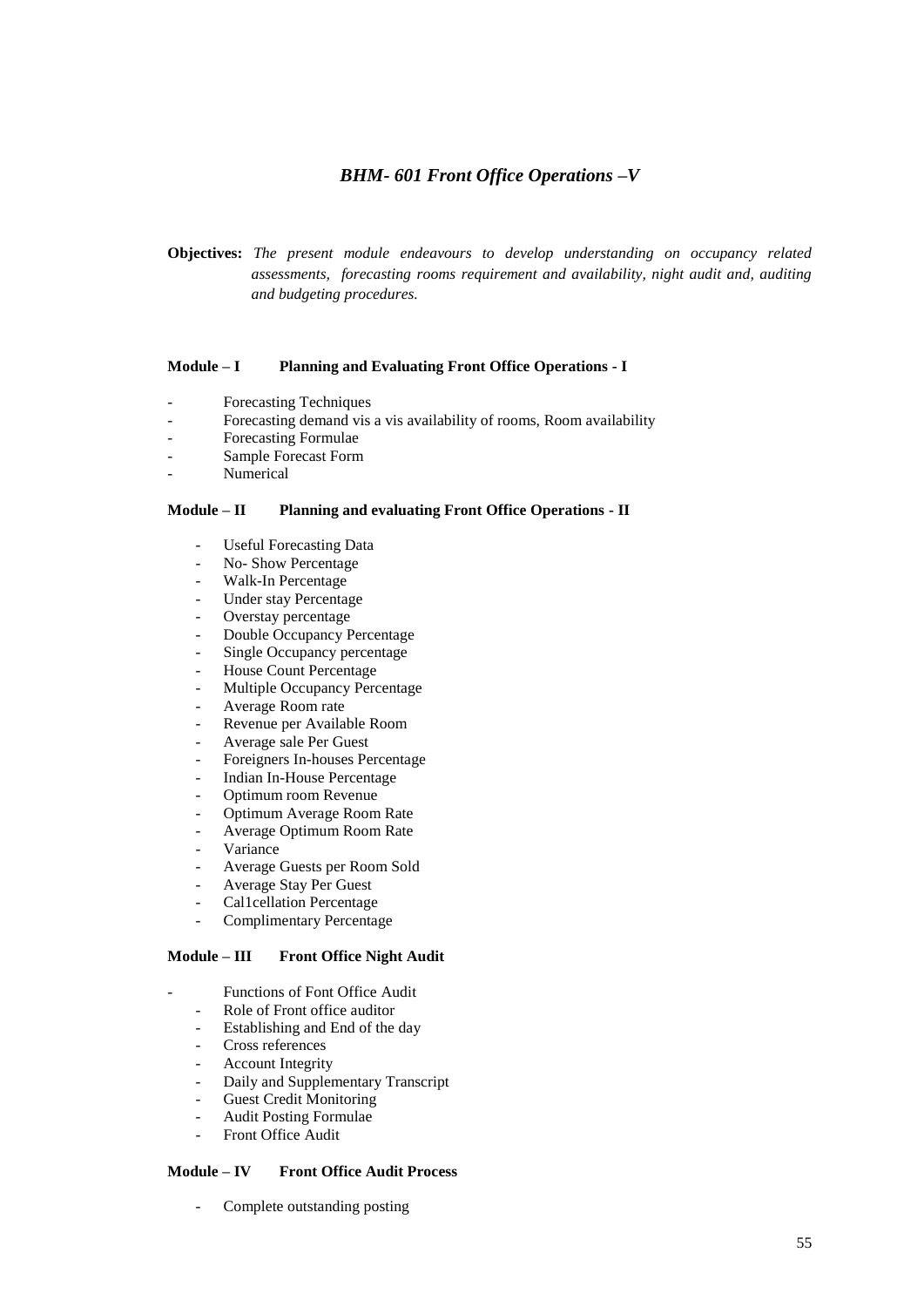## *BHM- 601 Front Office Operations –V*

**Objectives:** *The present module endeavours to develop understanding on occupancy related assessments, forecasting rooms requirement and availability, night audit and, auditing and budgeting procedures.*

**Module – I Planning and Evaluating Front Office Operations - I**

- Forecasting Techniques
- Forecasting demand vis a vis availability of rooms, Room availability
- Forecasting Formulae
- Sample Forecast Form
- Numerical

**Module – II Planning and evaluating Front Office Operations - II**

- Useful Forecasting Data
- No- Show Percentage
- Walk-In Percentage
- Under stay Percentage
- Overstay percentage
- Double Occupancy Percentage
- Single Occupancy percentage
- House Count Percentage
- Multiple Occupancy Percentage
- Average Room rate
- Revenue per Available Room
- Average sale Per Guest
- Foreigners In-houses Percentage
- Indian In-House Percentage
- Optimum room Revenue
- Optimum Average Room Rate
- Average Optimum Room Rate
- Variance
- Average Guests per Room Sold
- Average Stay Per Guest
- Cal1cellation Percentage
- Complimentary Percentage

**Module – III Front Office Night Audit**

- Functions of Font Office Audit
- Role of Front office auditor
- Establishing and End of the day
- Cross references
- Account Integrity
- Daily and Supplementary Transcript
- Guest Credit Monitoring
- Audit Posting Formulae
- Front Office Audit

**Module – IV Front Office Audit Process**

- Complete outstanding posting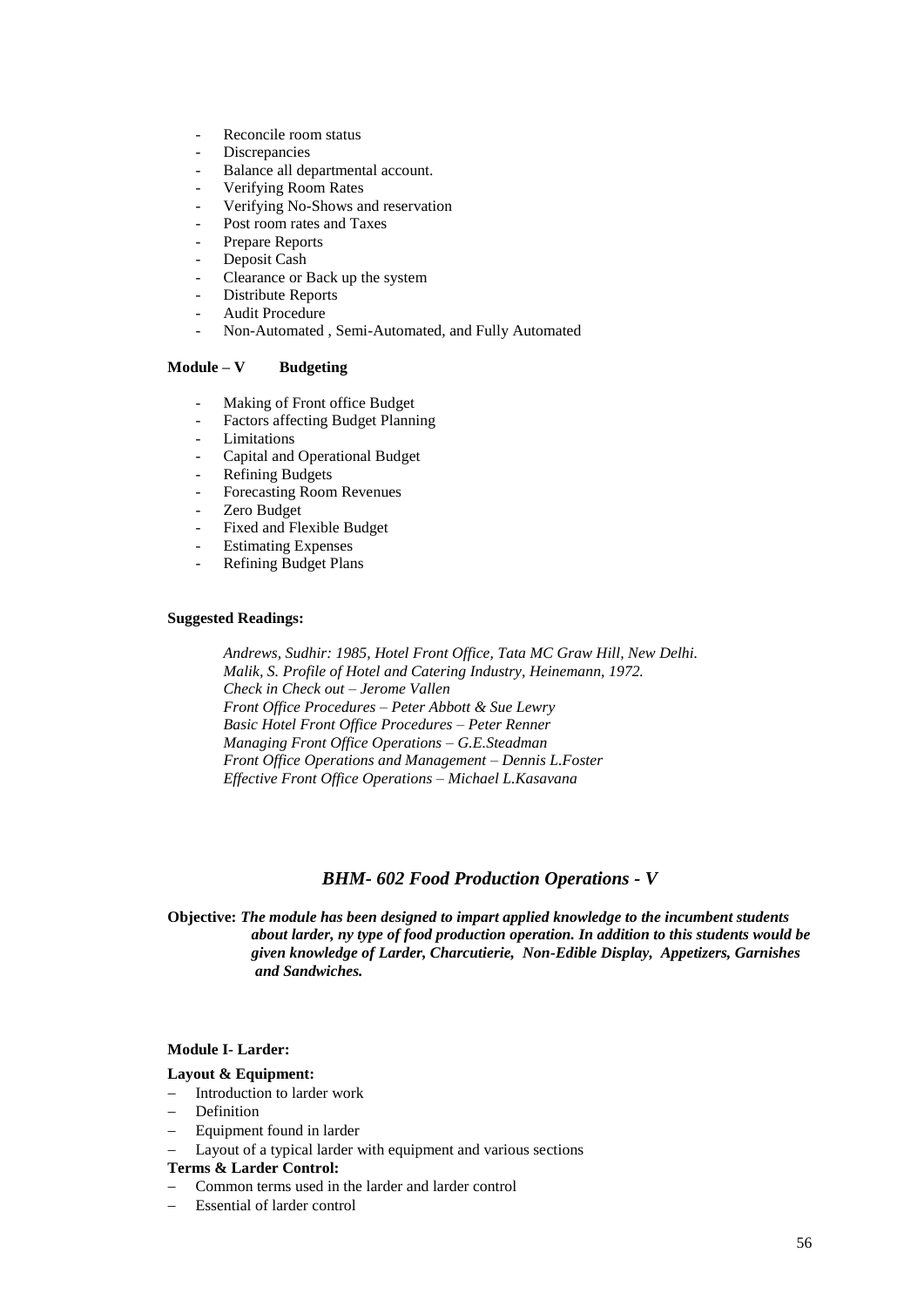- Reconcile room status
- Discrepancies
- Balance all departmental account.
- Verifying Room Rates
- Verifying No-Shows and reservation
- Post room rates and Taxes
- Prepare Reports
- Deposit Cash
- Clearance or Back up the system
- Distribute Reports
- Audit Procedure
- Non-Automated , Semi-Automated, and Fully Automated

**Module – V Budgeting**

- Making of Front office Budget
- Factors affecting Budget Planning
- Limitations
- Capital and Operational Budget
- Refining Budgets
- Forecasting Room Revenues
- Zero Budget
- Fixed and Flexible Budget
- Estimating Expenses
- Refining Budget Plans

**Suggested Readings:**

*Andrews, Sudhir: 1985, Hotel Front Office, Tata MC Graw Hill, New Delhi.*
*Malik, S. Profile of Hotel and Catering Industry, Heinemann, 1972.*
*Check in Check out – Jerome Vallen*
*Front Office Procedures – Peter Abbott & Sue Lewry*
*Basic Hotel Front Office Procedures – Peter Renner*
*Managing Front Office Operations – G.E.Steadman*
*Front Office Operations and Management – Dennis L.Foster*
*Effective Front Office Operations – Michael L.Kasavana*

## *BHM- 602 Food Production Operations - V*

**Objective:** ***The module has been designed to impart applied knowledge to the incumbent students about larder, ny type of food production operation. In addition to this students would be given knowledge of Larder, Charcutierie, Non-Edible Display, Appetizers, Garnishes and Sandwiches.***

**Module I- Larder:**

**Layout & Equipment:**

- Introduction to larder work
- Definition
- Equipment found in larder
- Layout of a typical larder with equipment and various sections

**Terms & Larder Control:**

- Common terms used in the larder and larder control
- Essential of larder control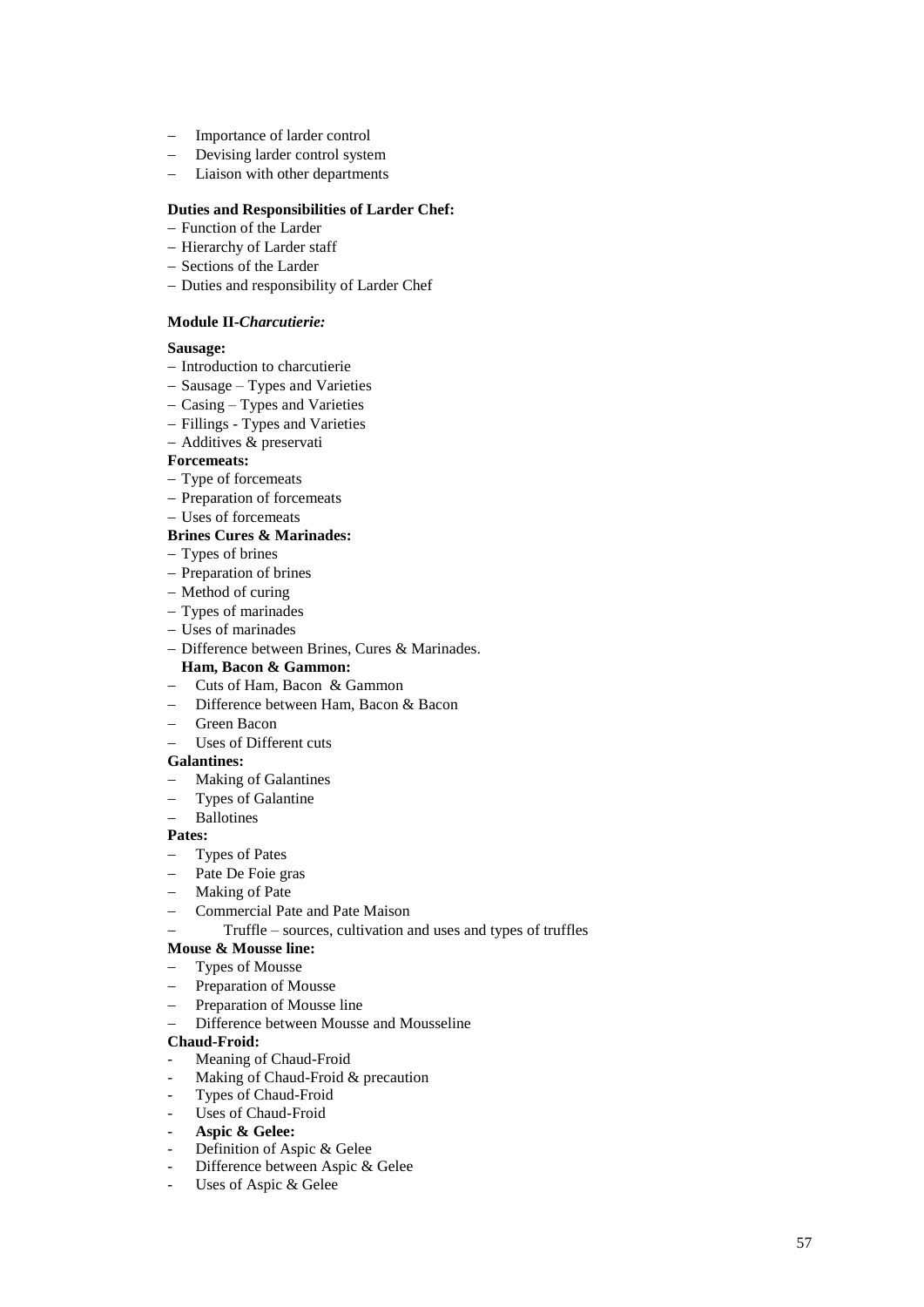- Importance of larder control
- Devising larder control system
- Liaison with other departments

**Duties and Responsibilities of Larder Chef:**

- Function of the Larder
- Hierarchy of Larder staff
- Sections of the Larder
- Duties and responsibility of Larder Chef

**Module II-*Charcutierie:***

**Sausage:**

- Introduction to charcutierie
- Sausage – Types and Varieties
- Casing – Types and Varieties
- Fillings - Types and Varieties
- Additives & preservati

**Forcemeats:**

- Type of forcemeats
- Preparation of forcemeats
- Uses of forcemeats

**Brines Cures & Marinades:**

- Types of brines
- Preparation of brines
- Method of curing
- Types of marinades
- Uses of marinades
- Difference between Brines, Cures & Marinades.

**Ham, Bacon & Gammon:**

- Cuts of Ham, Bacon & Gammon
- Difference between Ham, Bacon & Bacon
- Green Bacon
- Uses of Different cuts

**Galantines:**

- Making of Galantines
- Types of Galantine
- Ballotines

**Pates:**

- Types of Pates
- Pate De Foie gras
- Making of Pate
- Commercial Pate and Pate Maison
- Truffle – sources, cultivation and uses and types of truffles

**Mouse & Mousse line:**

- Types of Mousse
- Preparation of Mousse
- Preparation of Mousse line
- Difference between Mousse and Mousseline

**Chaud-Froid:**

- Meaning of Chaud-Froid
- Making of Chaud-Froid & precaution
- Types of Chaud-Froid
- Uses of Chaud-Froid
- **Aspic & Gelee:**
- Definition of Aspic & Gelee
- Difference between Aspic & Gelee
- Uses of Aspic & Gelee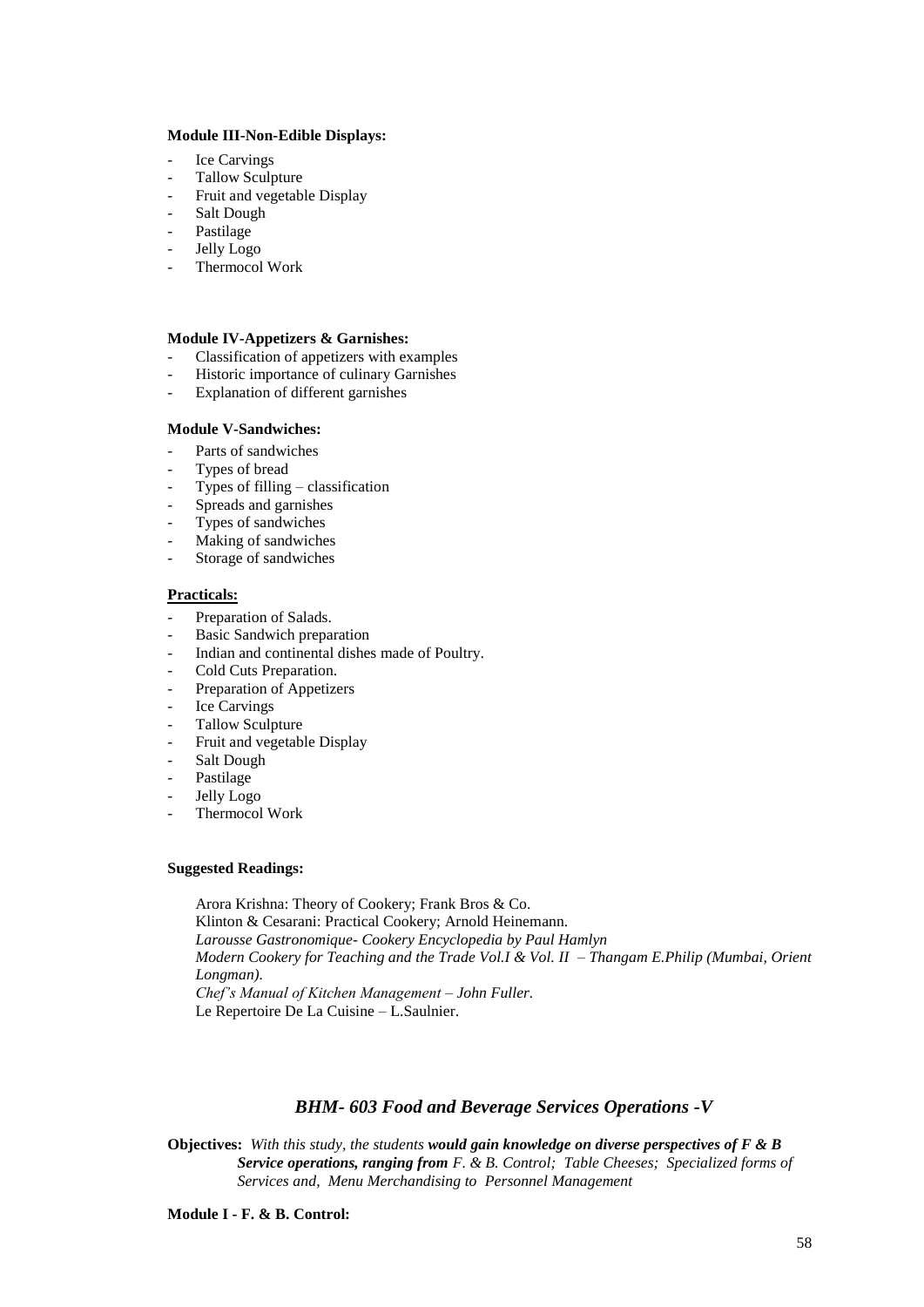**Module III-Non-Edible Displays:**

- Ice Carvings
- Tallow Sculpture
- Fruit and vegetable Display
- Salt Dough
- Pastilage
- Jelly Logo
- Thermocol Work

**Module IV-Appetizers & Garnishes:**

- Classification of appetizers with examples
- Historic importance of culinary Garnishes
- Explanation of different garnishes

**Module V-Sandwiches:**

- Parts of sandwiches
- Types of bread
- Types of filling – classification
- Spreads and garnishes
- Types of sandwiches
- Making of sandwiches
- Storage of sandwiches

**Practicals:**

- Preparation of Salads.
- Basic Sandwich preparation
- Indian and continental dishes made of Poultry.
- Cold Cuts Preparation.
- Preparation of Appetizers
- Ice Carvings
- Tallow Sculpture
- Fruit and vegetable Display
- Salt Dough
- Pastilage
- Jelly Logo
- Thermocol Work

**Suggested Readings:**

Arora Krishna: Theory of Cookery; Frank Bros & Co.
Klinton & Cesarani: Practical Cookery; Arnold Heinemann.
*Larousse Gastronomique- Cookery Encyclopedia by Paul Hamlyn*
*Modern Cookery for Teaching and the Trade Vol.I & Vol. II – Thangam E.Philip (Mumbai, Orient Longman).*
*Chef's Manual of Kitchen Management – John Fuller.*
Le Repertoire De La Cuisine – L.Saulnier.

## *BHM- 603 Food and Beverage Services Operations -V*

**Objectives:** *With this study, the students **would gain knowledge on diverse perspectives of F & B Service operations, ranging from** F. & B. Control; Table Cheeses; Specialized forms of Services and, Menu Merchandising to Personnel Management*

**Module I - F. & B. Control:**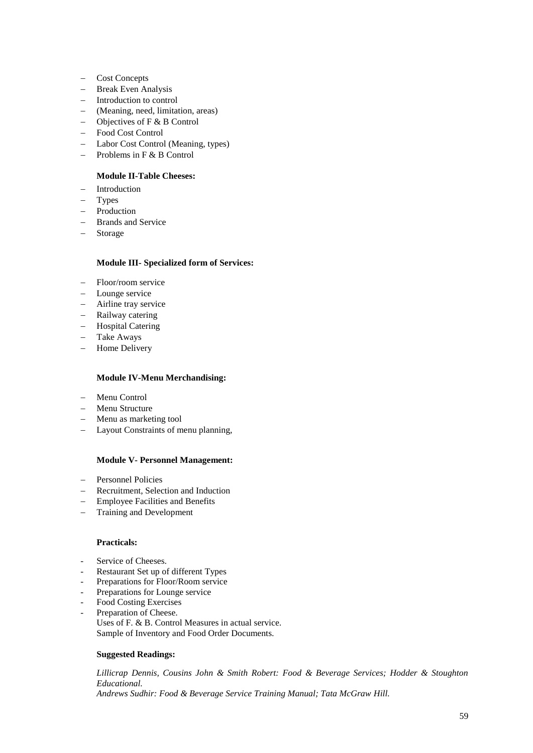- Cost Concepts
- Break Even Analysis
- Introduction to control
- (Meaning, need, limitation, areas)
- Objectives of F & B Control
- Food Cost Control
- Labor Cost Control (Meaning, types)
- Problems in F & B Control

**Module II-Table Cheeses:**

- Introduction
- Types
- Production
- Brands and Service
- Storage

**Module III- Specialized form of Services:**

- Floor/room service
- Lounge service
- Airline tray service
- Railway catering
- Hospital Catering
- Take Aways
- Home Delivery

**Module IV-Menu Merchandising:**

- Menu Control
- Menu Structure
- Menu as marketing tool
- Layout Constraints of menu planning,

**Module V- Personnel Management:**

- Personnel Policies
- Recruitment, Selection and Induction
- Employee Facilities and Benefits
- Training and Development

**Practicals:**

- Service of Cheeses.
- Restaurant Set up of different Types
- Preparations for Floor/Room service
- Preparations for Lounge service
- Food Costing Exercises
- Preparation of Cheese.
  Uses of F. & B. Control Measures in actual service.
  Sample of Inventory and Food Order Documents.

**Suggested Readings:**

*Lillicrap Dennis, Cousins John & Smith Robert: Food & Beverage Services; Hodder & Stoughton Educational.*
*Andrews Sudhir: Food & Beverage Service Training Manual; Tata McGraw Hill.*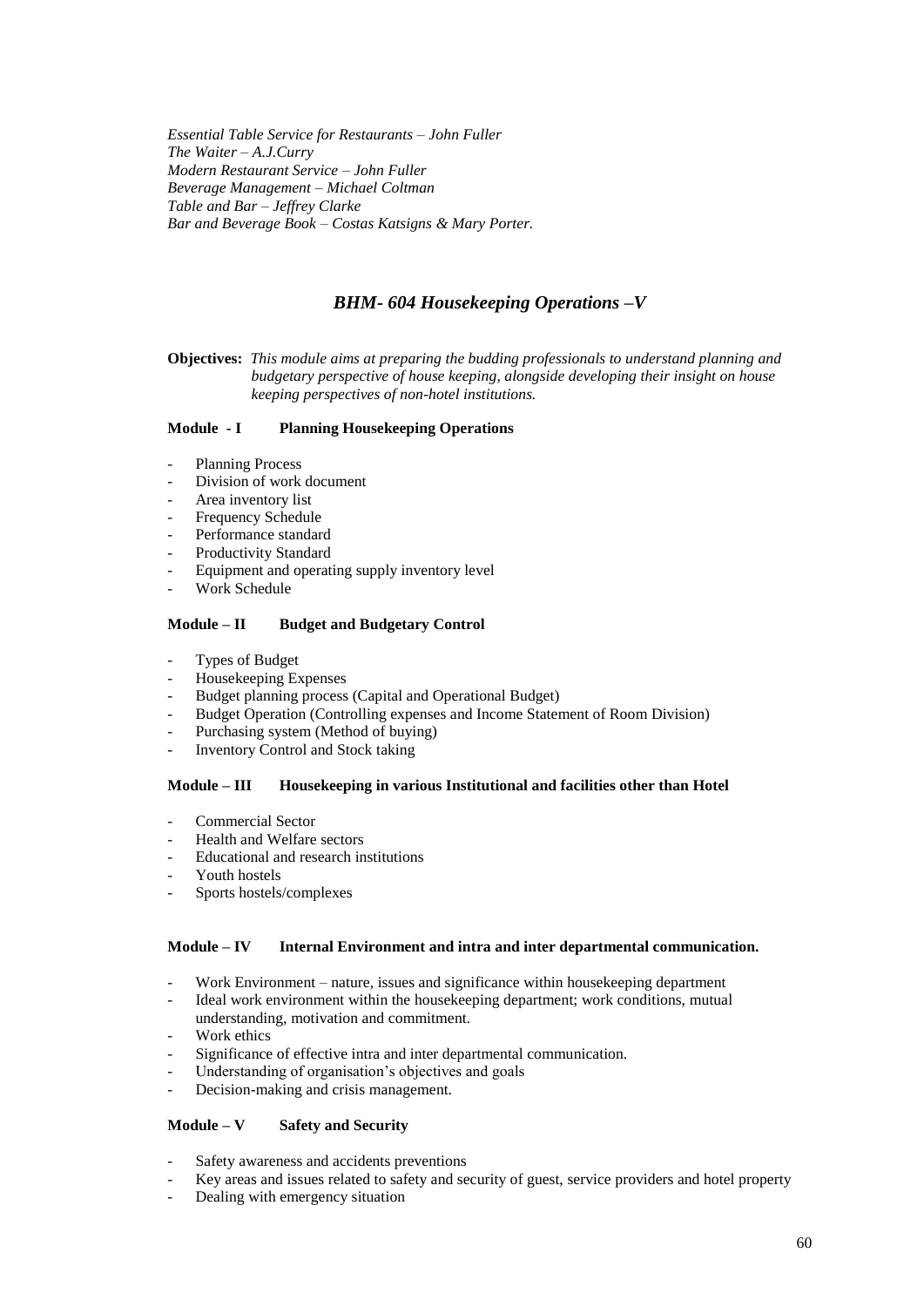*Essential Table Service for Restaurants – John Fuller*
*The Waiter – A.J.Curry*
*Modern Restaurant Service – John Fuller*
*Beverage Management – Michael Coltman*
*Table and Bar – Jeffrey Clarke*
*Bar and Beverage Book – Costas Katsigns & Mary Porter.*

## *BHM- 604 Housekeeping Operations –V*

**Objectives:** *This module aims at preparing the budding professionals to understand planning and budgetary perspective of house keeping, alongside developing their insight on house keeping perspectives of non-hotel institutions.*

**Module - I Planning Housekeeping Operations**

- Planning Process
- Division of work document
- Area inventory list
- Frequency Schedule
- Performance standard
- Productivity Standard
- Equipment and operating supply inventory level
- Work Schedule

**Module – II Budget and Budgetary Control**

- Types of Budget
- Housekeeping Expenses
- Budget planning process (Capital and Operational Budget)
- Budget Operation (Controlling expenses and Income Statement of Room Division)
- Purchasing system (Method of buying)
- Inventory Control and Stock taking

**Module – III Housekeeping in various Institutional and facilities other than Hotel**

- Commercial Sector
- Health and Welfare sectors
- Educational and research institutions
- Youth hostels
- Sports hostels/complexes

**Module – IV Internal Environment and intra and inter departmental communication.**

- Work Environment – nature, issues and significance within housekeeping department
- Ideal work environment within the housekeeping department; work conditions, mutual understanding, motivation and commitment.
- Work ethics
- Significance of effective intra and inter departmental communication.
- Understanding of organisation's objectives and goals
- Decision-making and crisis management.

**Module – V Safety and Security**

- Safety awareness and accidents preventions
- Key areas and issues related to safety and security of guest, service providers and hotel property
- Dealing with emergency situation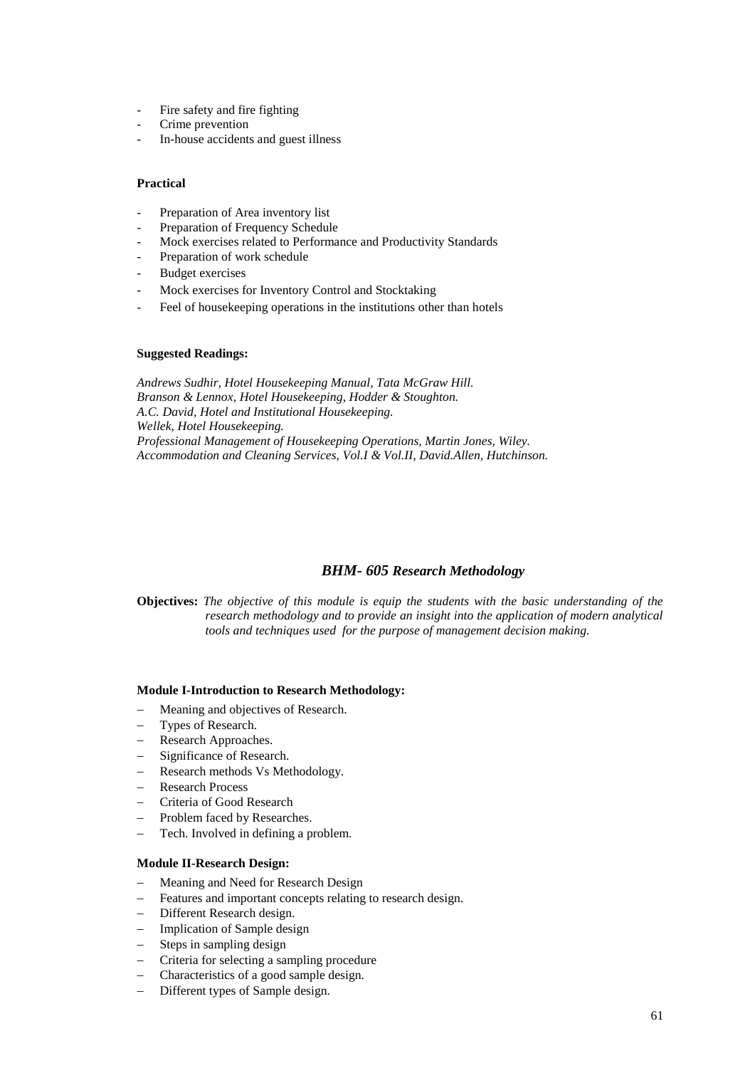- Fire safety and fire fighting
- Crime prevention
- In-house accidents and guest illness

**Practical**

- Preparation of Area inventory list
- Preparation of Frequency Schedule
- Mock exercises related to Performance and Productivity Standards
- Preparation of work schedule
- Budget exercises
- Mock exercises for Inventory Control and Stocktaking
- Feel of housekeeping operations in the institutions other than hotels

**Suggested Readings:**

*Andrews Sudhir, Hotel Housekeeping Manual, Tata McGraw Hill.*
*Branson & Lennox, Hotel Housekeeping, Hodder & Stoughton.*
*A.C. David, Hotel and Institutional Housekeeping.*
*Wellek, Hotel Housekeeping.*
*Professional Management of Housekeeping Operations, Martin Jones, Wiley.*
*Accommodation and Cleaning Services, Vol.I & Vol.II, David.Allen, Hutchinson.*

## *BHM- 605 Research Methodology*

**Objectives:** *The objective of this module is equip the students with the basic understanding of the research methodology and to provide an insight into the application of modern analytical tools and techniques used for the purpose of management decision making.*

**Module I-Introduction to Research Methodology:**

- Meaning and objectives of Research.
- Types of Research.
- Research Approaches.
- Significance of Research.
- Research methods Vs Methodology.
- Research Process
- Criteria of Good Research
- Problem faced by Researches.
- Tech. Involved in defining a problem.

**Module II-Research Design:**

- Meaning and Need for Research Design
- Features and important concepts relating to research design.
- Different Research design.
- Implication of Sample design
- Steps in sampling design
- Criteria for selecting a sampling procedure
- Characteristics of a good sample design.
- Different types of Sample design.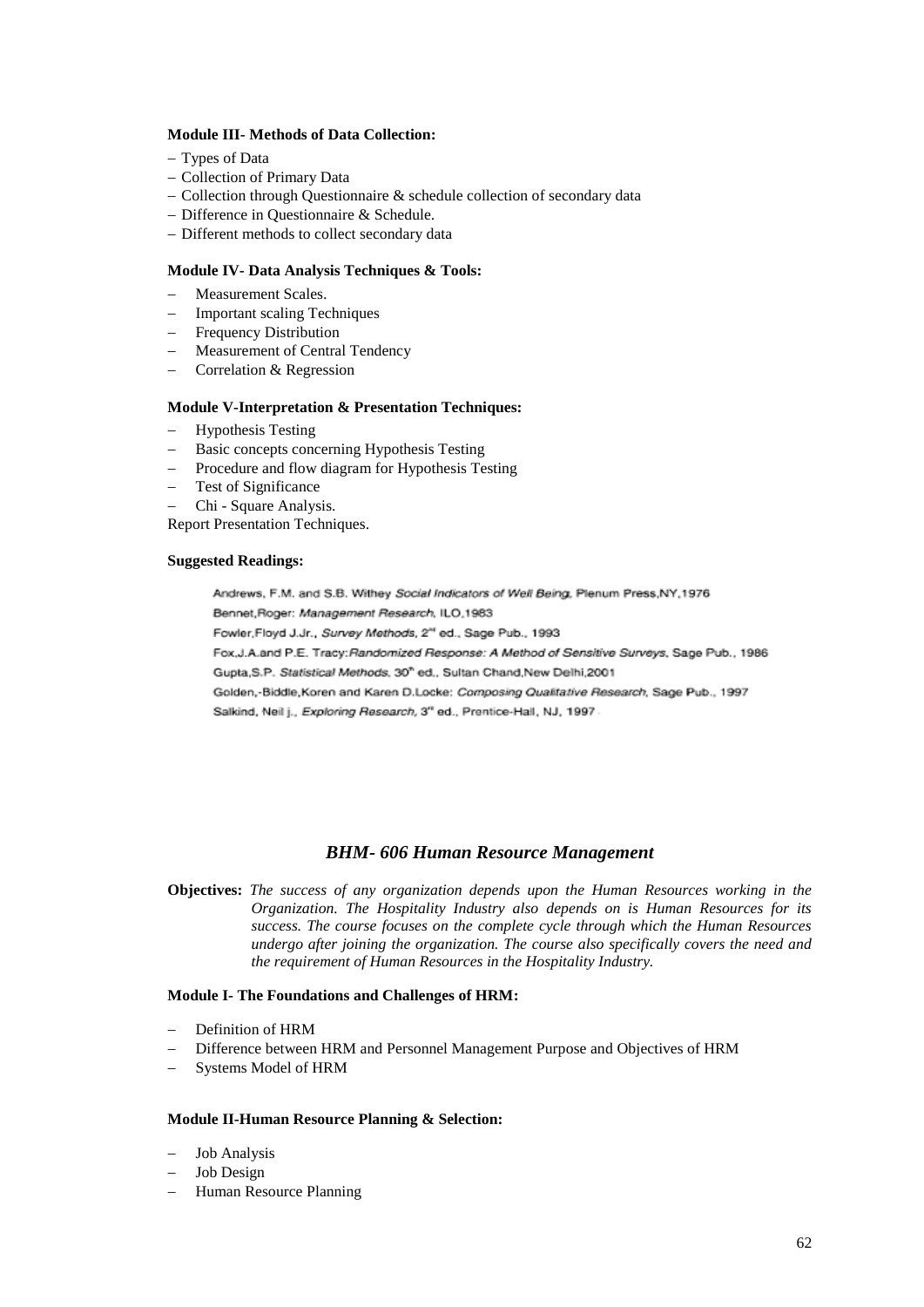**Module III- Methods of Data Collection:**

- Types of Data
- Collection of Primary Data
- Collection through Questionnaire & schedule collection of secondary data
- Difference in Questionnaire & Schedule.
- Different methods to collect secondary data

**Module IV- Data Analysis Techniques & Tools:**

- Measurement Scales.
- Important scaling Techniques
- Frequency Distribution
- Measurement of Central Tendency
- Correlation & Regression

**Module V-Interpretation & Presentation Techniques:**

- Hypothesis Testing
- Basic concepts concerning Hypothesis Testing
- Procedure and flow diagram for Hypothesis Testing
- Test of Significance
- Chi - Square Analysis.

Report Presentation Techniques.

**Suggested Readings:**

Andrews, F.M. and S.B. Withey *Social Indicators of Well Being*, Plenum Press,NY,1976

Bennet,Roger: *Management Research*, ILO,1983

Fowler,Floyd J.Jr., *Survey Methods*, 2nd ed., Sage Pub., 1993

Fox,J.A.and P.E. Tracy:*Randomized Response: A Method of Sensitive Surveys*, Sage Pub., 1986

Gupta,S.P. *Statistical Methods*, 30th ed., Sultan Chand,New Delhi,2001

Golden,-Biddle,Koren and Karen D.Locke: *Composing Qualitative Research*, Sage Pub., 1997

Salkind, Neil j., *Exploring Research*, 3rd ed., Prentice-Hall, NJ, 1997

## *BHM- 606 Human Resource Management*

**Objectives:** *The success of any organization depends upon the Human Resources working in the Organization. The Hospitality Industry also depends on is Human Resources for its success. The course focuses on the complete cycle through which the Human Resources undergo after joining the organization. The course also specifically covers the need and the requirement of Human Resources in the Hospitality Industry.*

**Module I- The Foundations and Challenges of HRM:**

- Definition of HRM
- Difference between HRM and Personnel Management Purpose and Objectives of HRM
- Systems Model of HRM

**Module II-Human Resource Planning & Selection:**

- Job Analysis
- Job Design
- Human Resource Planning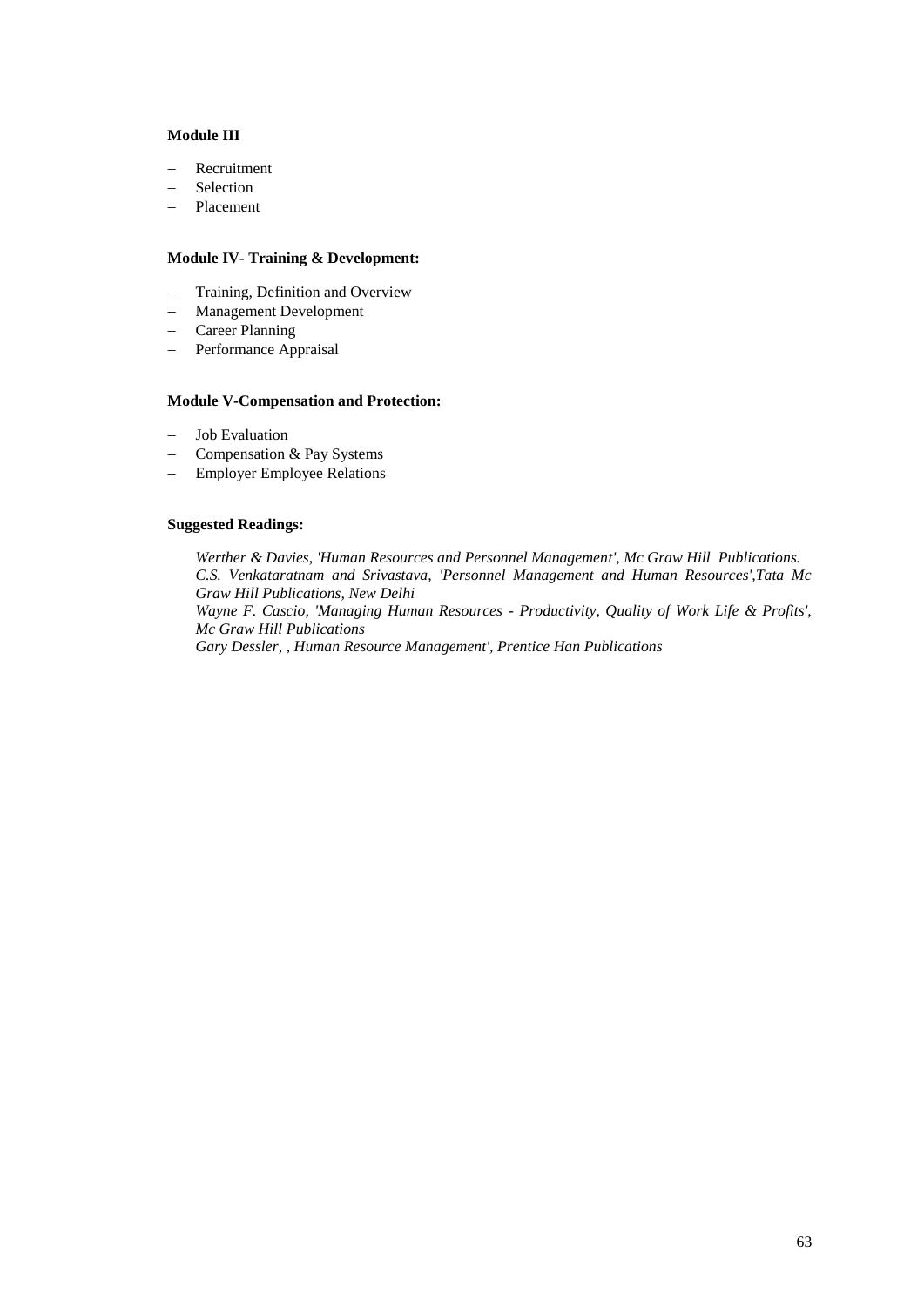**Module III**

- Recruitment
- Selection
- Placement

**Module IV- Training & Development:**

- Training, Definition and Overview
- Management Development
- Career Planning
- Performance Appraisal

**Module V-Compensation and Protection:**

- Job Evaluation
- Compensation & Pay Systems
- Employer Employee Relations

**Suggested Readings:**

*Werther & Davies, 'Human Resources and Personnel Management', Mc Graw Hill Publications.*
*C.S. Venkataratnam and Srivastava, 'Personnel Management and Human Resources',Tata Mc Graw Hill Publications, New Delhi*
*Wayne F. Cascio, 'Managing Human Resources - Productivity, Quality of Work Life & Profits', Mc Graw Hill Publications*
*Gary Dessler, , Human Resource Management', Prentice Han Publications*